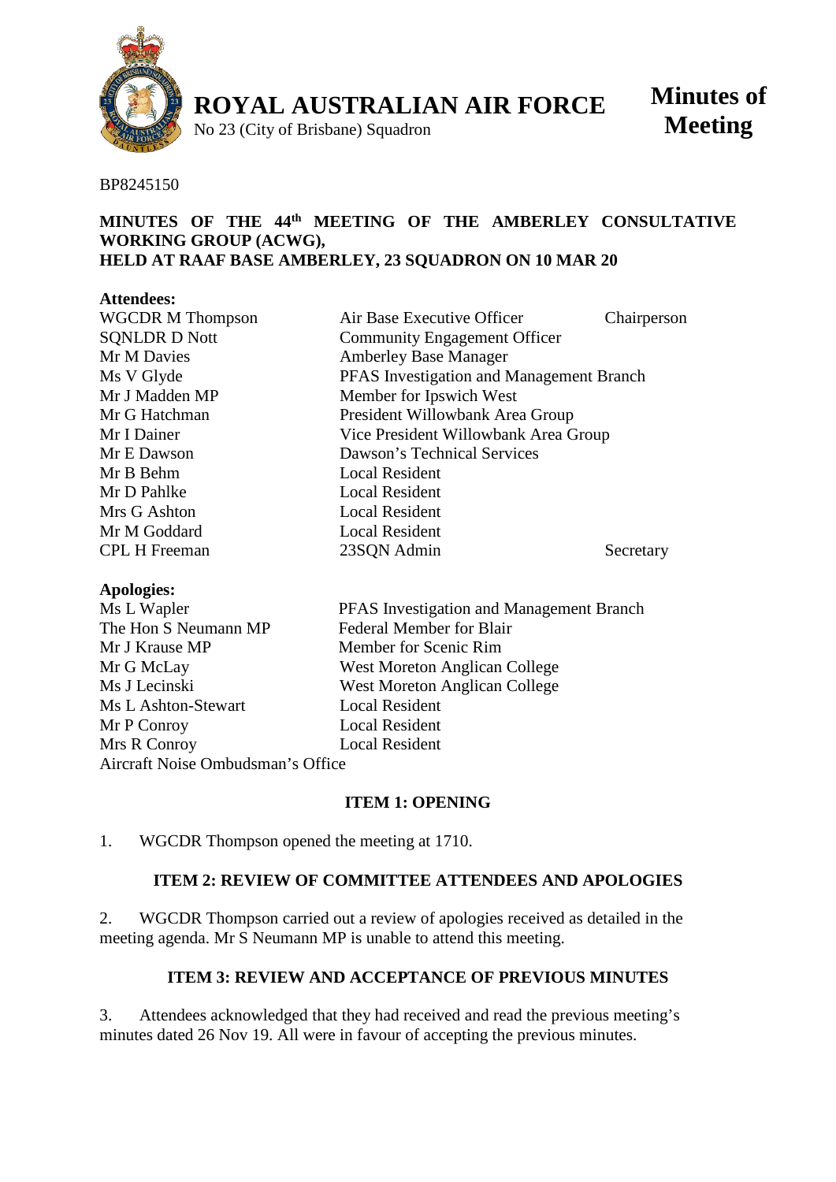# ROYAL AUSTRALIAN AIR FORCE

No 23 (City of Brisbane) Squadron

**Minutes of Meeting**

BP8245150

**MINUTES OF THE 44th MEETING OF THE AMBERLEY CONSULTATIVE WORKING GROUP (ACWG), HELD AT RAAF BASE AMBERLEY, 23 SQUADRON ON 10 MAR 20**

**Attendees:**

| | | |
|---|---|---|
| WGCDR M Thompson | Air Base Executive Officer | Chairperson |
| SQNLDR D Nott | Community Engagement Officer | |
| Mr M Davies | Amberley Base Manager | |
| Ms V Glyde | PFAS Investigation and Management Branch | |
| Mr J Madden MP | Member for Ipswich West | |
| Mr G Hatchman | President Willowbank Area Group | |
| Mr I Dainer | Vice President Willowbank Area Group | |
| Mr E Dawson | Dawson's Technical Services | |
| Mr B Behm | Local Resident | |
| Mr D Pahlke | Local Resident | |
| Mrs G Ashton | Local Resident | |
| Mr M Goddard | Local Resident | |
| CPL H Freeman | 23SQN Admin | Secretary |

**Apologies:**

| | |
|---|---|
| Ms L Wapler | PFAS Investigation and Management Branch |
| The Hon S Neumann MP | Federal Member for Blair |
| Mr J Krause MP | Member for Scenic Rim |
| Mr G McLay | West Moreton Anglican College |
| Ms J Lecinski | West Moreton Anglican College |
| Ms L Ashton-Stewart | Local Resident |
| Mr P Conroy | Local Resident |
| Mrs R Conroy | Local Resident |
| Aircraft Noise Ombudsman's Office | |

## ITEM 1: OPENING

1. WGCDR Thompson opened the meeting at 1710.

## ITEM 2: REVIEW OF COMMITTEE ATTENDEES AND APOLOGIES

2. WGCDR Thompson carried out a review of apologies received as detailed in the meeting agenda. Mr S Neumann MP is unable to attend this meeting.

## ITEM 3: REVIEW AND ACCEPTANCE OF PREVIOUS MINUTES

3. Attendees acknowledged that they had received and read the previous meeting's minutes dated 26 Nov 19. All were in favour of accepting the previous minutes.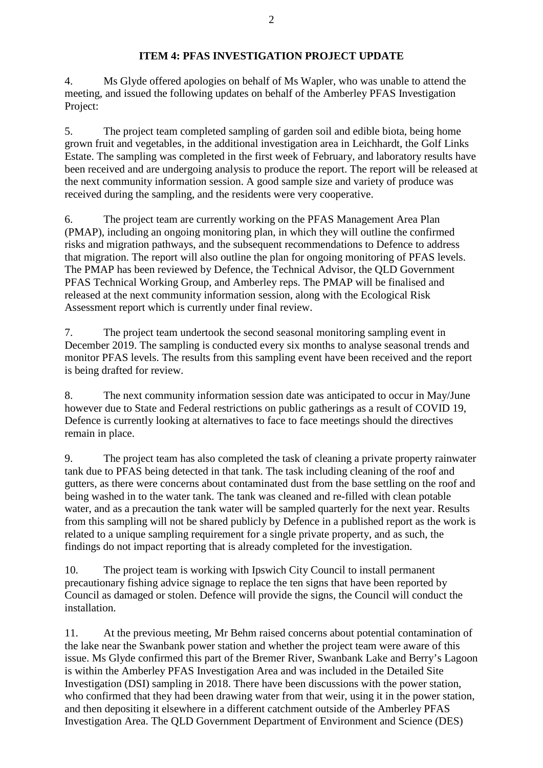## ITEM 4: PFAS INVESTIGATION PROJECT UPDATE

4. Ms Glyde offered apologies on behalf of Ms Wapler, who was unable to attend the meeting, and issued the following updates on behalf of the Amberley PFAS Investigation Project:

5. The project team completed sampling of garden soil and edible biota, being home grown fruit and vegetables, in the additional investigation area in Leichhardt, the Golf Links Estate. The sampling was completed in the first week of February, and laboratory results have been received and are undergoing analysis to produce the report. The report will be released at the next community information session. A good sample size and variety of produce was received during the sampling, and the residents were very cooperative.

6. The project team are currently working on the PFAS Management Area Plan (PMAP), including an ongoing monitoring plan, in which they will outline the confirmed risks and migration pathways, and the subsequent recommendations to Defence to address that migration. The report will also outline the plan for ongoing monitoring of PFAS levels. The PMAP has been reviewed by Defence, the Technical Advisor, the QLD Government PFAS Technical Working Group, and Amberley reps. The PMAP will be finalised and released at the next community information session, along with the Ecological Risk Assessment report which is currently under final review.

7. The project team undertook the second seasonal monitoring sampling event in December 2019. The sampling is conducted every six months to analyse seasonal trends and monitor PFAS levels. The results from this sampling event have been received and the report is being drafted for review.

8. The next community information session date was anticipated to occur in May/June however due to State and Federal restrictions on public gatherings as a result of COVID 19, Defence is currently looking at alternatives to face to face meetings should the directives remain in place.

9. The project team has also completed the task of cleaning a private property rainwater tank due to PFAS being detected in that tank. The task including cleaning of the roof and gutters, as there were concerns about contaminated dust from the base settling on the roof and being washed in to the water tank. The tank was cleaned and re-filled with clean potable water, and as a precaution the tank water will be sampled quarterly for the next year. Results from this sampling will not be shared publicly by Defence in a published report as the work is related to a unique sampling requirement for a single private property, and as such, the findings do not impact reporting that is already completed for the investigation.

10. The project team is working with Ipswich City Council to install permanent precautionary fishing advice signage to replace the ten signs that have been reported by Council as damaged or stolen. Defence will provide the signs, the Council will conduct the installation.

11. At the previous meeting, Mr Behm raised concerns about potential contamination of the lake near the Swanbank power station and whether the project team were aware of this issue. Ms Glyde confirmed this part of the Bremer River, Swanbank Lake and Berry's Lagoon is within the Amberley PFAS Investigation Area and was included in the Detailed Site Investigation (DSI) sampling in 2018. There have been discussions with the power station, who confirmed that they had been drawing water from that weir, using it in the power station, and then depositing it elsewhere in a different catchment outside of the Amberley PFAS Investigation Area. The QLD Government Department of Environment and Science (DES)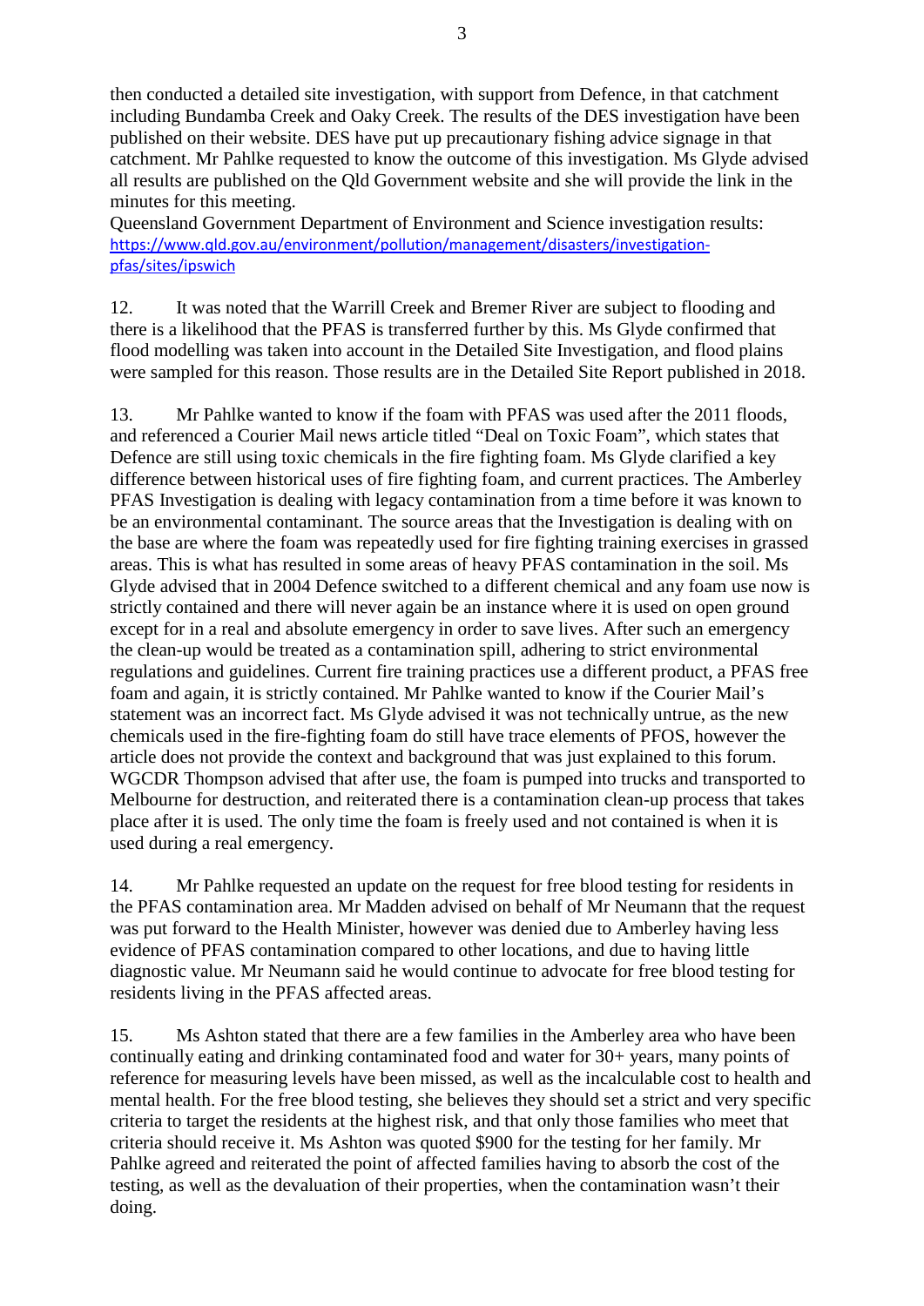then conducted a detailed site investigation, with support from Defence, in that catchment including Bundamba Creek and Oaky Creek. The results of the DES investigation have been published on their website. DES have put up precautionary fishing advice signage in that catchment. Mr Pahlke requested to know the outcome of this investigation. Ms Glyde advised all results are published on the Qld Government website and she will provide the link in the minutes for this meeting.

Queensland Government Department of Environment and Science investigation results: https://www.qld.gov.au/environment/pollution/management/disasters/investigation-pfas/sites/ipswich

12. It was noted that the Warrill Creek and Bremer River are subject to flooding and there is a likelihood that the PFAS is transferred further by this. Ms Glyde confirmed that flood modelling was taken into account in the Detailed Site Investigation, and flood plains were sampled for this reason. Those results are in the Detailed Site Report published in 2018.

13. Mr Pahlke wanted to know if the foam with PFAS was used after the 2011 floods, and referenced a Courier Mail news article titled "Deal on Toxic Foam", which states that Defence are still using toxic chemicals in the fire fighting foam. Ms Glyde clarified a key difference between historical uses of fire fighting foam, and current practices. The Amberley PFAS Investigation is dealing with legacy contamination from a time before it was known to be an environmental contaminant. The source areas that the Investigation is dealing with on the base are where the foam was repeatedly used for fire fighting training exercises in grassed areas. This is what has resulted in some areas of heavy PFAS contamination in the soil. Ms Glyde advised that in 2004 Defence switched to a different chemical and any foam use now is strictly contained and there will never again be an instance where it is used on open ground except for in a real and absolute emergency in order to save lives. After such an emergency the clean-up would be treated as a contamination spill, adhering to strict environmental regulations and guidelines. Current fire training practices use a different product, a PFAS free foam and again, it is strictly contained. Mr Pahlke wanted to know if the Courier Mail's statement was an incorrect fact. Ms Glyde advised it was not technically untrue, as the new chemicals used in the fire-fighting foam do still have trace elements of PFOS, however the article does not provide the context and background that was just explained to this forum. WGCDR Thompson advised that after use, the foam is pumped into trucks and transported to Melbourne for destruction, and reiterated there is a contamination clean-up process that takes place after it is used. The only time the foam is freely used and not contained is when it is used during a real emergency.

14. Mr Pahlke requested an update on the request for free blood testing for residents in the PFAS contamination area. Mr Madden advised on behalf of Mr Neumann that the request was put forward to the Health Minister, however was denied due to Amberley having less evidence of PFAS contamination compared to other locations, and due to having little diagnostic value. Mr Neumann said he would continue to advocate for free blood testing for residents living in the PFAS affected areas.

15. Ms Ashton stated that there are a few families in the Amberley area who have been continually eating and drinking contaminated food and water for 30+ years, many points of reference for measuring levels have been missed, as well as the incalculable cost to health and mental health. For the free blood testing, she believes they should set a strict and very specific criteria to target the residents at the highest risk, and that only those families who meet that criteria should receive it. Ms Ashton was quoted $900 for the testing for her family. Mr Pahlke agreed and reiterated the point of affected families having to absorb the cost of the testing, as well as the devaluation of their properties, when the contamination wasn't their doing.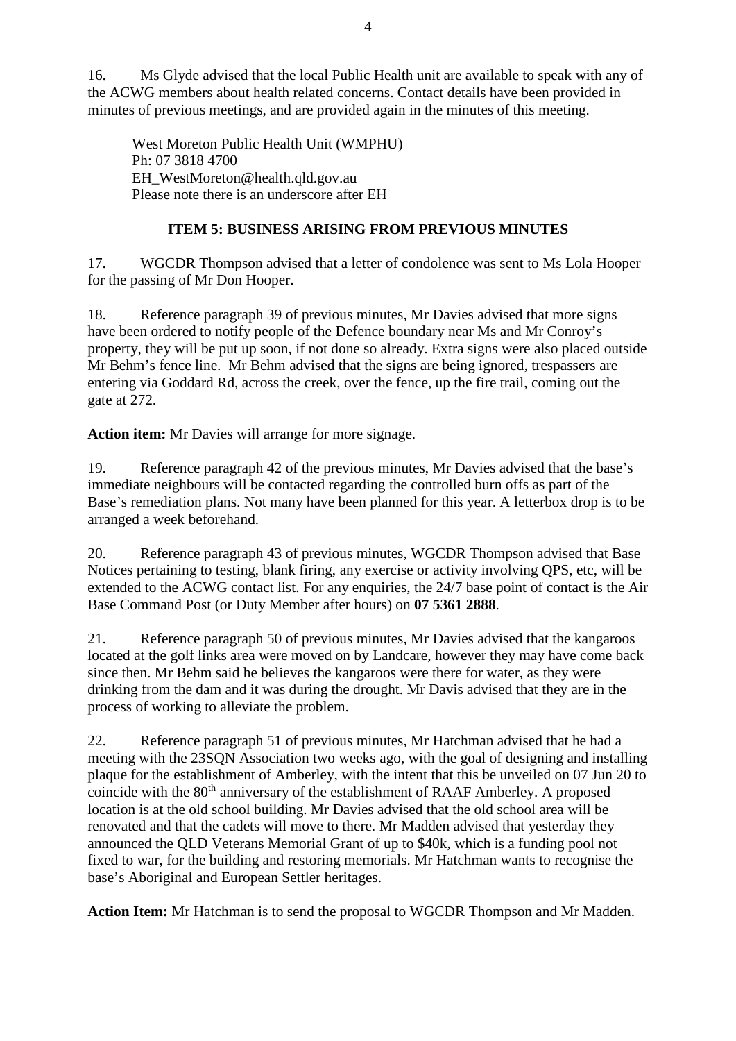16. Ms Glyde advised that the local Public Health unit are available to speak with any of the ACWG members about health related concerns. Contact details have been provided in minutes of previous meetings, and are provided again in the minutes of this meeting.

West Moreton Public Health Unit (WMPHU)
Ph: 07 3818 4700
EH_WestMoreton@health.qld.gov.au
Please note there is an underscore after EH

## ITEM 5: BUSINESS ARISING FROM PREVIOUS MINUTES

17. WGCDR Thompson advised that a letter of condolence was sent to Ms Lola Hooper for the passing of Mr Don Hooper.

18. Reference paragraph 39 of previous minutes, Mr Davies advised that more signs have been ordered to notify people of the Defence boundary near Ms and Mr Conroy's property, they will be put up soon, if not done so already. Extra signs were also placed outside Mr Behm's fence line. Mr Behm advised that the signs are being ignored, trespassers are entering via Goddard Rd, across the creek, over the fence, up the fire trail, coming out the gate at 272.

**Action item:** Mr Davies will arrange for more signage.

19. Reference paragraph 42 of the previous minutes, Mr Davies advised that the base's immediate neighbours will be contacted regarding the controlled burn offs as part of the Base's remediation plans. Not many have been planned for this year. A letterbox drop is to be arranged a week beforehand.

20. Reference paragraph 43 of previous minutes, WGCDR Thompson advised that Base Notices pertaining to testing, blank firing, any exercise or activity involving QPS, etc, will be extended to the ACWG contact list. For any enquiries, the 24/7 base point of contact is the Air Base Command Post (or Duty Member after hours) on **07 5361 2888**.

21. Reference paragraph 50 of previous minutes, Mr Davies advised that the kangaroos located at the golf links area were moved on by Landcare, however they may have come back since then. Mr Behm said he believes the kangaroos were there for water, as they were drinking from the dam and it was during the drought. Mr Davis advised that they are in the process of working to alleviate the problem.

22. Reference paragraph 51 of previous minutes, Mr Hatchman advised that he had a meeting with the 23SQN Association two weeks ago, with the goal of designing and installing plaque for the establishment of Amberley, with the intent that this be unveiled on 07 Jun 20 to coincide with the 80th anniversary of the establishment of RAAF Amberley. A proposed location is at the old school building. Mr Davies advised that the old school area will be renovated and that the cadets will move to there. Mr Madden advised that yesterday they announced the QLD Veterans Memorial Grant of up to $40k, which is a funding pool not fixed to war, for the building and restoring memorials. Mr Hatchman wants to recognise the base's Aboriginal and European Settler heritages.

**Action Item:** Mr Hatchman is to send the proposal to WGCDR Thompson and Mr Madden.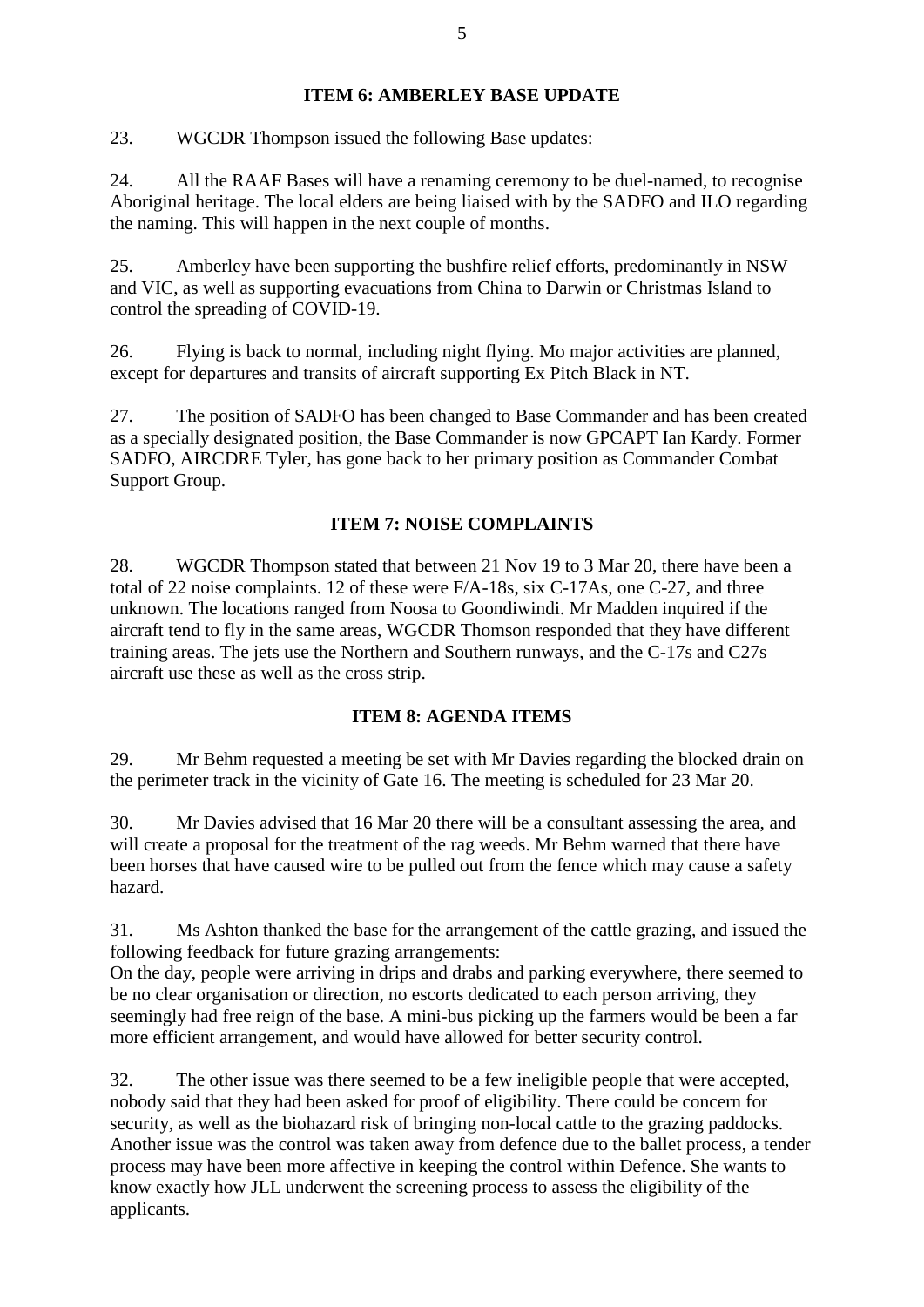**ITEM 6: AMBERLEY BASE UPDATE**

23. WGCDR Thompson issued the following Base updates:

24. All the RAAF Bases will have a renaming ceremony to be duel-named, to recognise Aboriginal heritage. The local elders are being liaised with by the SADFO and ILO regarding the naming. This will happen in the next couple of months.

25. Amberley have been supporting the bushfire relief efforts, predominantly in NSW and VIC, as well as supporting evacuations from China to Darwin or Christmas Island to control the spreading of COVID-19.

26. Flying is back to normal, including night flying. Mo major activities are planned, except for departures and transits of aircraft supporting Ex Pitch Black in NT.

27. The position of SADFO has been changed to Base Commander and has been created as a specially designated position, the Base Commander is now GPCAPT Ian Kardy. Former SADFO, AIRCDRE Tyler, has gone back to her primary position as Commander Combat Support Group.

**ITEM 7: NOISE COMPLAINTS**

28. WGCDR Thompson stated that between 21 Nov 19 to 3 Mar 20, there have been a total of 22 noise complaints. 12 of these were F/A-18s, six C-17As, one C-27, and three unknown. The locations ranged from Noosa to Goondiwindi. Mr Madden inquired if the aircraft tend to fly in the same areas, WGCDR Thomson responded that they have different training areas. The jets use the Northern and Southern runways, and the C-17s and C27s aircraft use these as well as the cross strip.

**ITEM 8: AGENDA ITEMS**

29. Mr Behm requested a meeting be set with Mr Davies regarding the blocked drain on the perimeter track in the vicinity of Gate 16. The meeting is scheduled for 23 Mar 20.

30. Mr Davies advised that 16 Mar 20 there will be a consultant assessing the area, and will create a proposal for the treatment of the rag weeds. Mr Behm warned that there have been horses that have caused wire to be pulled out from the fence which may cause a safety hazard.

31. Ms Ashton thanked the base for the arrangement of the cattle grazing, and issued the following feedback for future grazing arrangements:
On the day, people were arriving in drips and drabs and parking everywhere, there seemed to be no clear organisation or direction, no escorts dedicated to each person arriving, they seemingly had free reign of the base. A mini-bus picking up the farmers would be been a far more efficient arrangement, and would have allowed for better security control.

32. The other issue was there seemed to be a few ineligible people that were accepted, nobody said that they had been asked for proof of eligibility. There could be concern for security, as well as the biohazard risk of bringing non-local cattle to the grazing paddocks. Another issue was the control was taken away from defence due to the ballet process, a tender process may have been more affective in keeping the control within Defence. She wants to know exactly how JLL underwent the screening process to assess the eligibility of the applicants.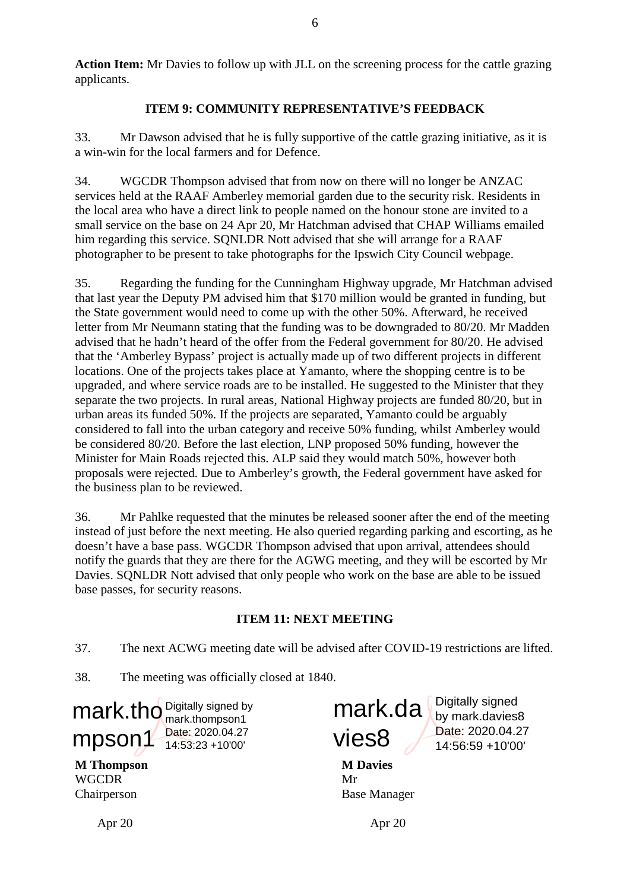**Action Item:** Mr Davies to follow up with JLL on the screening process for the cattle grazing applicants.

## ITEM 9: COMMUNITY REPRESENTATIVE'S FEEDBACK

33. Mr Dawson advised that he is fully supportive of the cattle grazing initiative, as it is a win-win for the local farmers and for Defence.

34. WGCDR Thompson advised that from now on there will no longer be ANZAC services held at the RAAF Amberley memorial garden due to the security risk. Residents in the local area who have a direct link to people named on the honour stone are invited to a small service on the base on 24 Apr 20, Mr Hatchman advised that CHAP Williams emailed him regarding this service. SQNLDR Nott advised that she will arrange for a RAAF photographer to be present to take photographs for the Ipswich City Council webpage.

35. Regarding the funding for the Cunningham Highway upgrade, Mr Hatchman advised that last year the Deputy PM advised him that $170 million would be granted in funding, but the State government would need to come up with the other 50%. Afterward, he received letter from Mr Neumann stating that the funding was to be downgraded to 80/20. Mr Madden advised that he hadn't heard of the offer from the Federal government for 80/20. He advised that the 'Amberley Bypass' project is actually made up of two different projects in different locations. One of the projects takes place at Yamanto, where the shopping centre is to be upgraded, and where service roads are to be installed. He suggested to the Minister that they separate the two projects. In rural areas, National Highway projects are funded 80/20, but in urban areas its funded 50%. If the projects are separated, Yamanto could be arguably considered to fall into the urban category and receive 50% funding, whilst Amberley would be considered 80/20. Before the last election, LNP proposed 50% funding, however the Minister for Main Roads rejected this. ALP said they would match 50%, however both proposals were rejected. Due to Amberley's growth, the Federal government have asked for the business plan to be reviewed.

36. Mr Pahlke requested that the minutes be released sooner after the end of the meeting instead of just before the next meeting. He also queried regarding parking and escorting, as he doesn't have a base pass. WGCDR Thompson advised that upon arrival, attendees should notify the guards that they are there for the AGWG meeting, and they will be escorted by Mr Davies. SQNLDR Nott advised that only people who work on the base are able to be issued base passes, for security reasons.

## ITEM 11: NEXT MEETING

37. The next ACWG meeting date will be advised after COVID-19 restrictions are lifted.

38. The meeting was officially closed at 1840.

mark.thompson1 — Digitally signed by mark.thompson1 Date: 2020.04.27 14:53:23 +10'00'

**M Thompson**
WGCDR
Chairperson

Apr 20

mark.davies8 — Digitally signed by mark.davies8 Date: 2020.04.27 14:56:59 +10'00'

**M Davies**
Mr
Base Manager

Apr 20